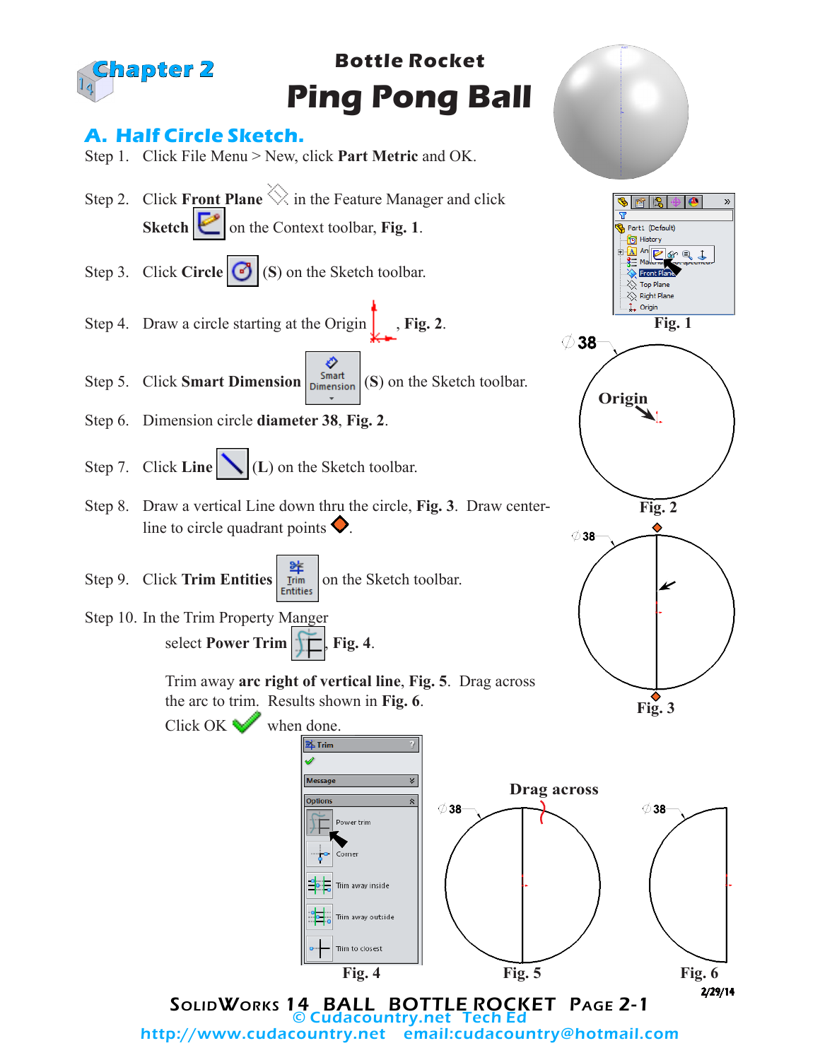Chapter 2

# Bottle Rocket
# Ping Pong Ball

## A. Half Circle Sketch.

Step 1. Click File Menu > New, click **Part Metric** and OK.

Step 2. Click **Front Plane** in the Feature Manager and click **Sketch** on the Context toolbar, **Fig. 1**.

Step 3. Click **Circle** (**S**) on the Sketch toolbar.

Step 4. Draw a circle starting at the Origin, **Fig. 2**.

Step 5. Click **Smart Dimension** (**S**) on the Sketch toolbar.

Step 6. Dimension circle **diameter 38**, **Fig. 2**.

Step 7. Click **Line** (**L**) on the Sketch toolbar.

Step 8. Draw a vertical Line down thru the circle, **Fig. 3**. Draw center-line to circle quadrant points.

Step 9. Click **Trim Entities** on the Sketch toolbar.

Step 10. In the Trim Property Manger

select **Power Trim**, **Fig. 4**.

Trim away **arc right of vertical line**, **Fig. 5**. Drag across the arc to trim. Results shown in **Fig. 6**.

Click OK when done.

Fig. 1

Fig. 2

Fig. 3

Fig. 4

Drag across

Fig. 5

Fig. 6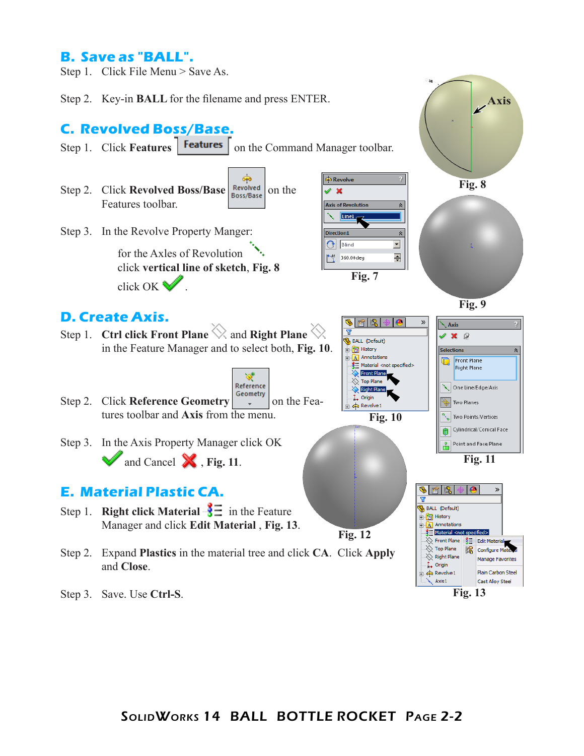## B. Save as "BALL".

Step 1. Click File Menu > Save As.

Step 2. Key-in **BALL** for the filename and press ENTER.

## C. Revolved Boss/Base.

Step 1. Click **Features** on the Command Manager toolbar.

Step 2. Click **Revolved Boss/Base** on the Features toolbar.

Step 3. In the Revolve Property Manger:

for the Axles of Revolution click **vertical line of sketch**, **Fig. 8**

click OK .

Fig. 7

Fig. 8

Fig. 9

## D. Create Axis.

Step 1. **Ctrl click Front Plane** and **Right Plane** in the Feature Manager and to select both, **Fig. 10**.

Step 2. Click **Reference Geometry** on the Features toolbar and **Axis** from the menu.

Step 3. In the Axis Property Manager click OK and Cancel , **Fig. 11**.

Fig. 10

Fig. 11

Fig. 12

## E. Material Plastic CA.

Step 1. **Right click Material** in the Feature Manager and click **Edit Material** , **Fig. 13**.

Step 2. Expand **Plastics** in the material tree and click **CA**. Click **Apply** and **Close**.

Step 3. Save. Use **Ctrl-S**.

Fig. 13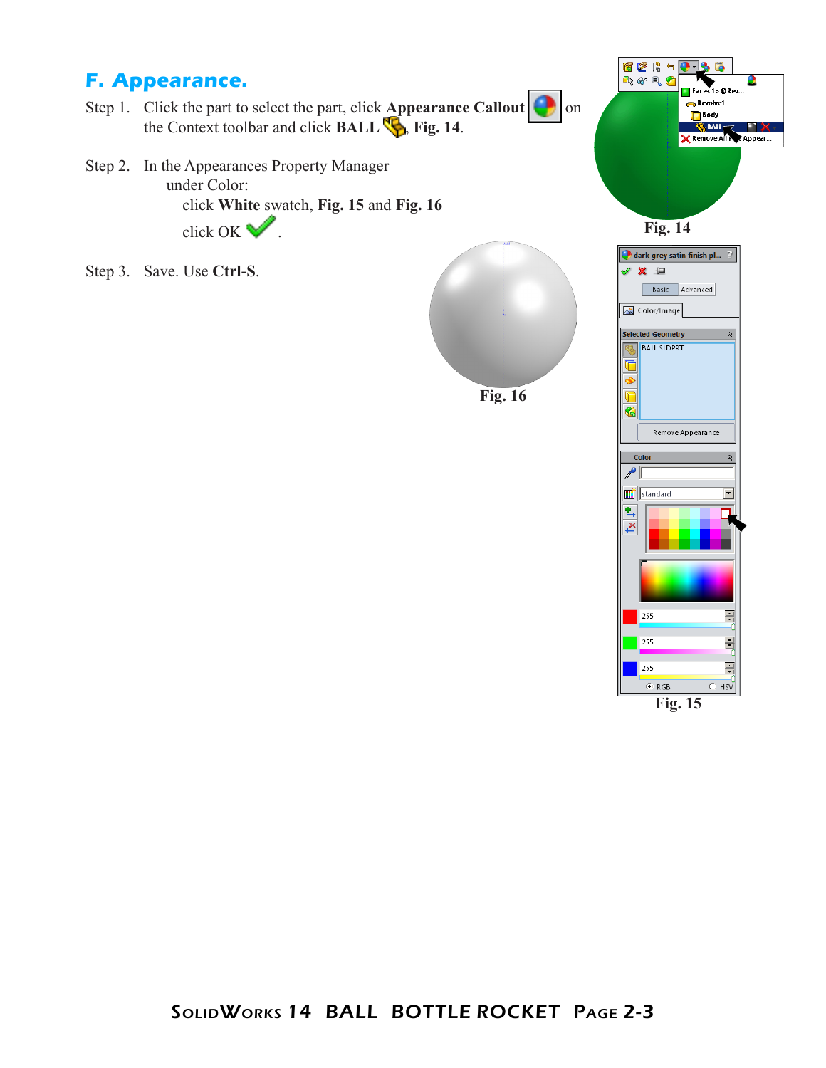## F. Appearance.

Step 1. Click the part to select the part, click **Appearance Callout** on the Context toolbar and click **BALL**, **Fig. 14**.

Step 2. In the Appearances Property Manager
under Color:
click **White** swatch, **Fig. 15** and **Fig. 16**
click OK .

Step 3. Save. Use **Ctrl-S**.

Fig. 14

Fig. 16

Fig. 15